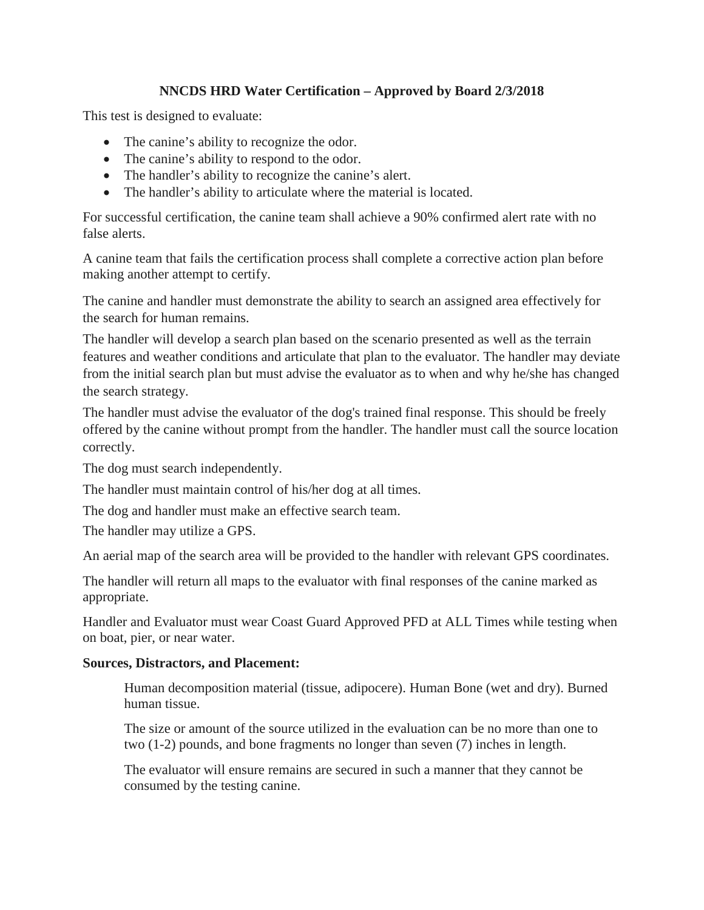# NNCDS HRD Water Certification – Approved by Board 2/3/2018

This test is designed to evaluate:

- The canine's ability to recognize the odor.
- The canine's ability to respond to the odor.
- The handler's ability to recognize the canine's alert.
- The handler's ability to articulate where the material is located.

For successful certification, the canine team shall achieve a 90% confirmed alert rate with no false alerts.

A canine team that fails the certification process shall complete a corrective action plan before making another attempt to certify.

The canine and handler must demonstrate the ability to search an assigned area effectively for the search for human remains.

The handler will develop a search plan based on the scenario presented as well as the terrain features and weather conditions and articulate that plan to the evaluator. The handler may deviate from the initial search plan but must advise the evaluator as to when and why he/she has changed the search strategy.

The handler must advise the evaluator of the dog's trained final response. This should be freely offered by the canine without prompt from the handler. The handler must call the source location correctly.

The dog must search independently.

The handler must maintain control of his/her dog at all times.

The dog and handler must make an effective search team.

The handler may utilize a GPS.

An aerial map of the search area will be provided to the handler with relevant GPS coordinates.

The handler will return all maps to the evaluator with final responses of the canine marked as appropriate.

Handler and Evaluator must wear Coast Guard Approved PFD at ALL Times while testing when on boat, pier, or near water.

**Sources, Distractors, and Placement:**

Human decomposition material (tissue, adipocere). Human Bone (wet and dry). Burned human tissue.

The size or amount of the source utilized in the evaluation can be no more than one to two (1-2) pounds, and bone fragments no longer than seven (7) inches in length.

The evaluator will ensure remains are secured in such a manner that they cannot be consumed by the testing canine.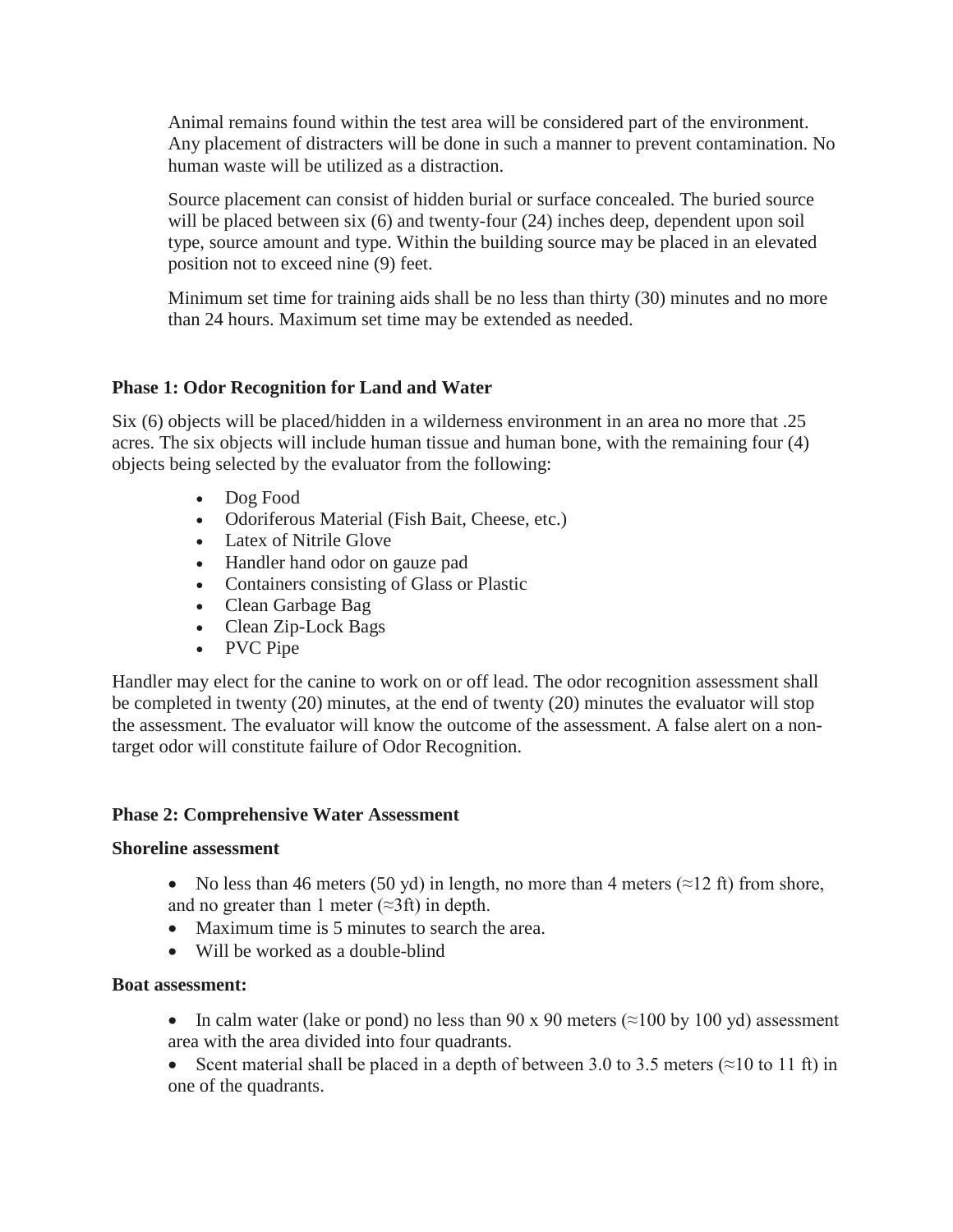Animal remains found within the test area will be considered part of the environment. Any placement of distracters will be done in such a manner to prevent contamination. No human waste will be utilized as a distraction.

Source placement can consist of hidden burial or surface concealed. The buried source will be placed between six (6) and twenty-four (24) inches deep, dependent upon soil type, source amount and type. Within the building source may be placed in an elevated position not to exceed nine (9) feet.

Minimum set time for training aids shall be no less than thirty (30) minutes and no more than 24 hours. Maximum set time may be extended as needed.

**Phase 1: Odor Recognition for Land and Water**

Six (6) objects will be placed/hidden in a wilderness environment in an area no more that .25 acres. The six objects will include human tissue and human bone, with the remaining four (4) objects being selected by the evaluator from the following:

- Dog Food
- Odoriferous Material (Fish Bait, Cheese, etc.)
- Latex of Nitrile Glove
- Handler hand odor on gauze pad
- Containers consisting of Glass or Plastic
- Clean Garbage Bag
- Clean Zip-Lock Bags
- PVC Pipe

Handler may elect for the canine to work on or off lead. The odor recognition assessment shall be completed in twenty (20) minutes, at the end of twenty (20) minutes the evaluator will stop the assessment. The evaluator will know the outcome of the assessment. A false alert on a non-target odor will constitute failure of Odor Recognition.

**Phase 2: Comprehensive Water Assessment**

**Shoreline assessment**

- No less than 46 meters (50 yd) in length, no more than 4 meters (≈12 ft) from shore, and no greater than 1 meter (≈3ft) in depth.
- Maximum time is 5 minutes to search the area.
- Will be worked as a double-blind

**Boat assessment:**

- In calm water (lake or pond) no less than 90 x 90 meters (≈100 by 100 yd) assessment area with the area divided into four quadrants.
- Scent material shall be placed in a depth of between 3.0 to 3.5 meters (≈10 to 11 ft) in one of the quadrants.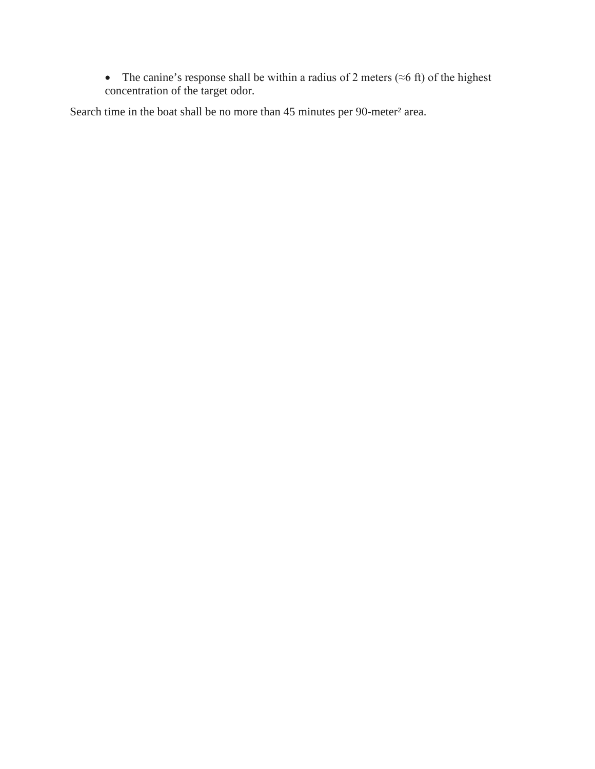- The canine’s response shall be within a radius of 2 meters (≈6 ft) of the highest concentration of the target odor.

Search time in the boat shall be no more than 45 minutes per 90-meter² area.